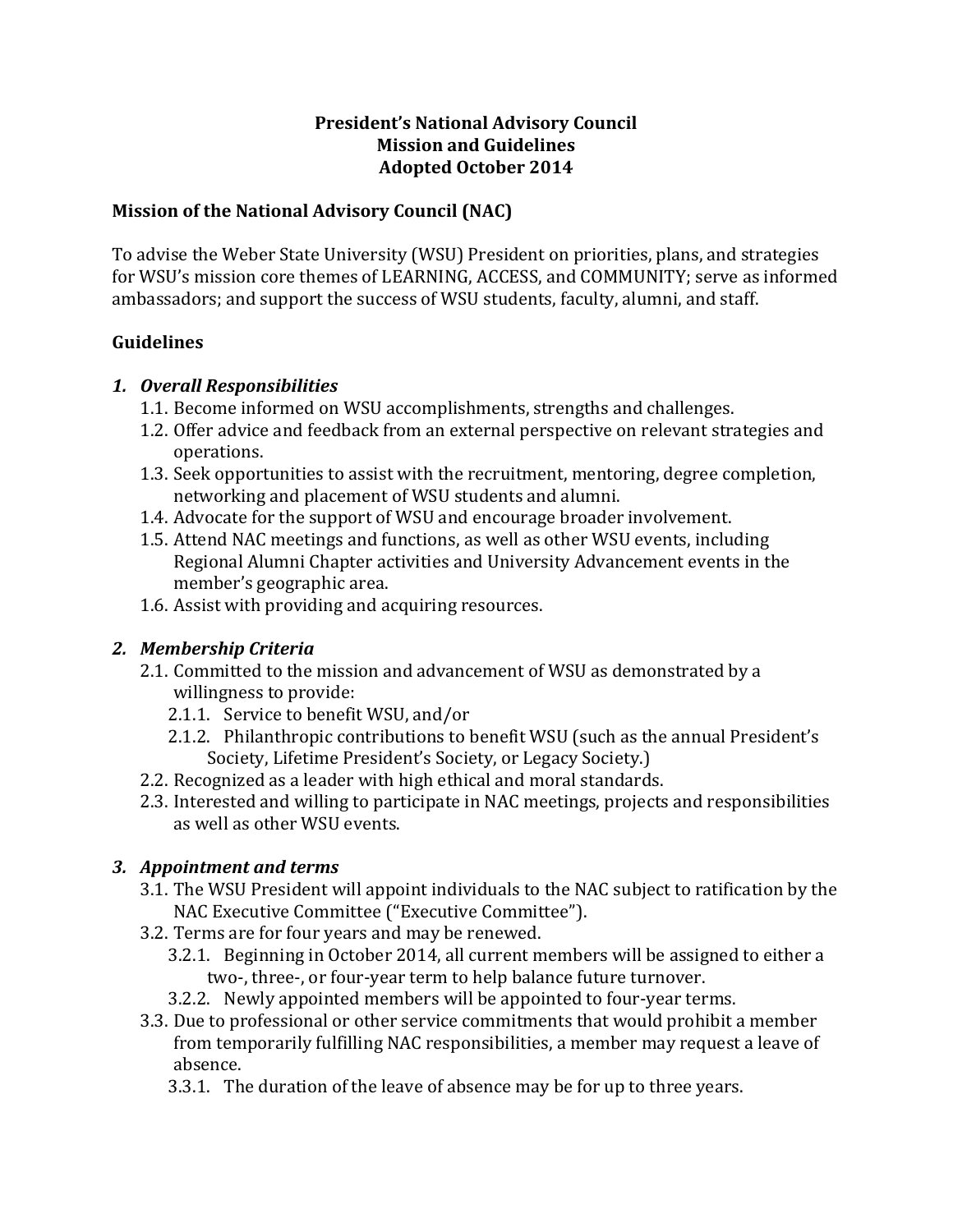# President's National Advisory Council
# Mission and Guidelines
# Adopted October 2014

## Mission of the National Advisory Council (NAC)

To advise the Weber State University (WSU) President on priorities, plans, and strategies for WSU's mission core themes of LEARNING, ACCESS, and COMMUNITY; serve as informed ambassadors; and support the success of WSU students, faculty, alumni, and staff.

## Guidelines

### *1. Overall Responsibilities*

- 1.1. Become informed on WSU accomplishments, strengths and challenges.
- 1.2. Offer advice and feedback from an external perspective on relevant strategies and operations.
- 1.3. Seek opportunities to assist with the recruitment, mentoring, degree completion, networking and placement of WSU students and alumni.
- 1.4. Advocate for the support of WSU and encourage broader involvement.
- 1.5. Attend NAC meetings and functions, as well as other WSU events, including Regional Alumni Chapter activities and University Advancement events in the member's geographic area.
- 1.6. Assist with providing and acquiring resources.

### *2. Membership Criteria*

- 2.1. Committed to the mission and advancement of WSU as demonstrated by a willingness to provide:
    - 2.1.1. Service to benefit WSU, and/or
    - 2.1.2. Philanthropic contributions to benefit WSU (such as the annual President's Society, Lifetime President's Society, or Legacy Society.)
- 2.2. Recognized as a leader with high ethical and moral standards.
- 2.3. Interested and willing to participate in NAC meetings, projects and responsibilities as well as other WSU events.

### *3. Appointment and terms*

- 3.1. The WSU President will appoint individuals to the NAC subject to ratification by the NAC Executive Committee ("Executive Committee").
- 3.2. Terms are for four years and may be renewed.
    - 3.2.1. Beginning in October 2014, all current members will be assigned to either a two-, three-, or four-year term to help balance future turnover.
    - 3.2.2. Newly appointed members will be appointed to four-year terms.
- 3.3. Due to professional or other service commitments that would prohibit a member from temporarily fulfilling NAC responsibilities, a member may request a leave of absence.
    - 3.3.1. The duration of the leave of absence may be for up to three years.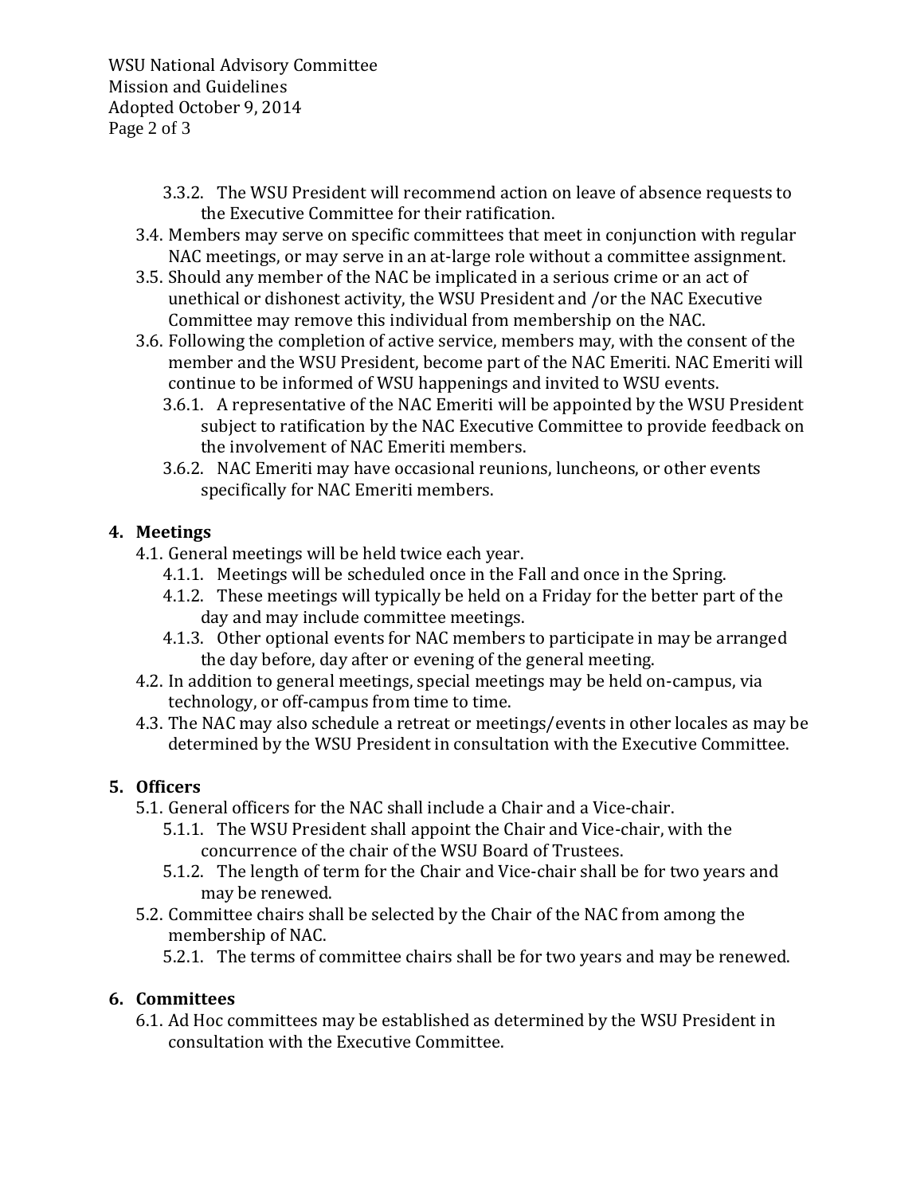3.3.2. The WSU President will recommend action on leave of absence requests to the Executive Committee for their ratification.

3.4. Members may serve on specific committees that meet in conjunction with regular NAC meetings, or may serve in an at-large role without a committee assignment.

3.5. Should any member of the NAC be implicated in a serious crime or an act of unethical or dishonest activity, the WSU President and /or the NAC Executive Committee may remove this individual from membership on the NAC.

3.6. Following the completion of active service, members may, with the consent of the member and the WSU President, become part of the NAC Emeriti. NAC Emeriti will continue to be informed of WSU happenings and invited to WSU events.

3.6.1. A representative of the NAC Emeriti will be appointed by the WSU President subject to ratification by the NAC Executive Committee to provide feedback on the involvement of NAC Emeriti members.

3.6.2. NAC Emeriti may have occasional reunions, luncheons, or other events specifically for NAC Emeriti members.

## 4. Meetings

4.1. General meetings will be held twice each year.

4.1.1. Meetings will be scheduled once in the Fall and once in the Spring.

4.1.2. These meetings will typically be held on a Friday for the better part of the day and may include committee meetings.

4.1.3. Other optional events for NAC members to participate in may be arranged the day before, day after or evening of the general meeting.

4.2. In addition to general meetings, special meetings may be held on-campus, via technology, or off-campus from time to time.

4.3. The NAC may also schedule a retreat or meetings/events in other locales as may be determined by the WSU President in consultation with the Executive Committee.

## 5. Officers

5.1. General officers for the NAC shall include a Chair and a Vice-chair.

5.1.1. The WSU President shall appoint the Chair and Vice-chair, with the concurrence of the chair of the WSU Board of Trustees.

5.1.2. The length of term for the Chair and Vice-chair shall be for two years and may be renewed.

5.2. Committee chairs shall be selected by the Chair of the NAC from among the membership of NAC.

5.2.1. The terms of committee chairs shall be for two years and may be renewed.

## 6. Committees

6.1. Ad Hoc committees may be established as determined by the WSU President in consultation with the Executive Committee.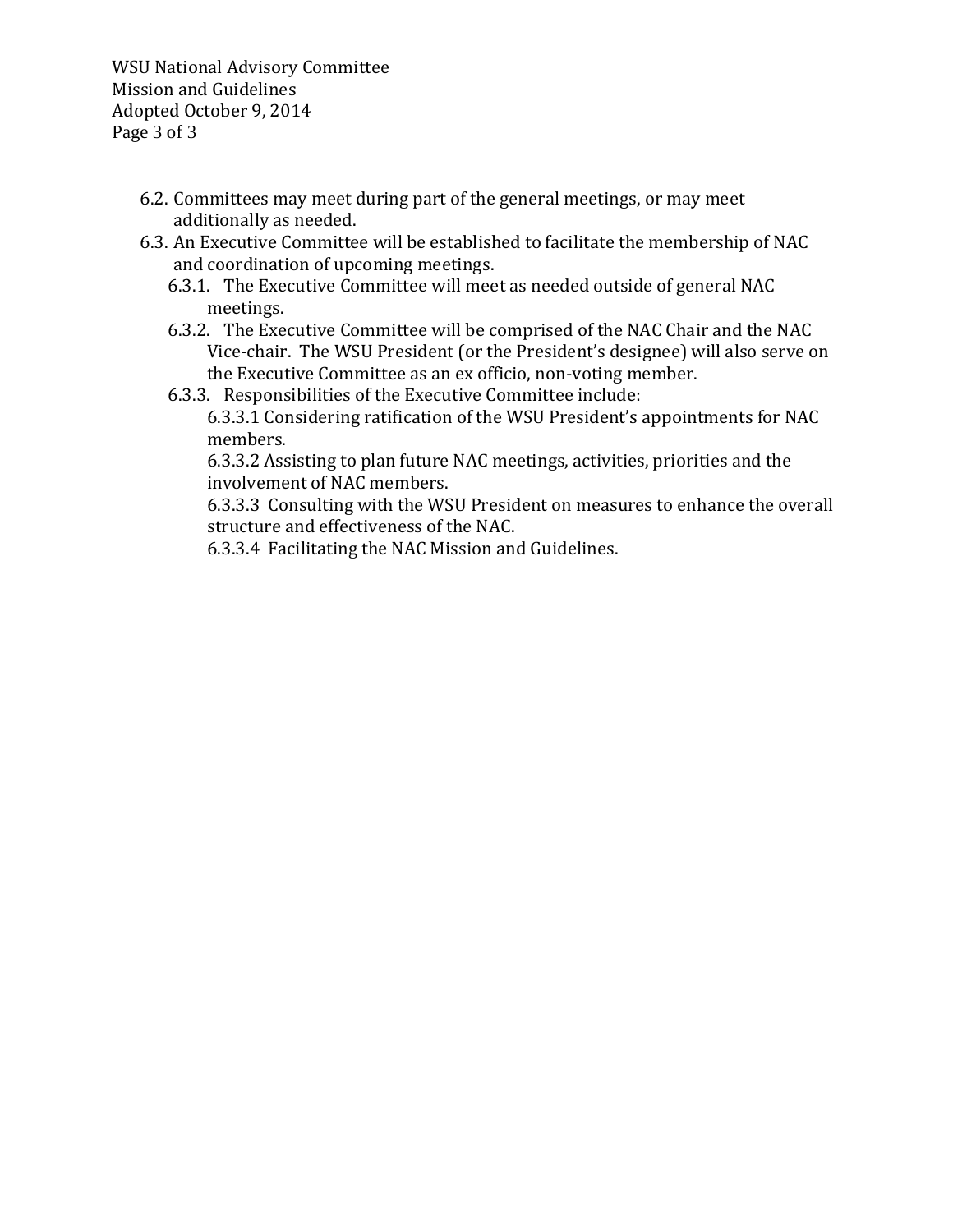6.2. Committees may meet during part of the general meetings, or may meet additionally as needed.

6.3. An Executive Committee will be established to facilitate the membership of NAC and coordination of upcoming meetings.

- 6.3.1. The Executive Committee will meet as needed outside of general NAC meetings.
- 6.3.2. The Executive Committee will be comprised of the NAC Chair and the NAC Vice-chair. The WSU President (or the President's designee) will also serve on the Executive Committee as an ex officio, non-voting member.
- 6.3.3. Responsibilities of the Executive Committee include:
  - 6.3.3.1 Considering ratification of the WSU President's appointments for NAC members.
  - 6.3.3.2 Assisting to plan future NAC meetings, activities, priorities and the involvement of NAC members.
  - 6.3.3.3 Consulting with the WSU President on measures to enhance the overall structure and effectiveness of the NAC.
  - 6.3.3.4 Facilitating the NAC Mission and Guidelines.